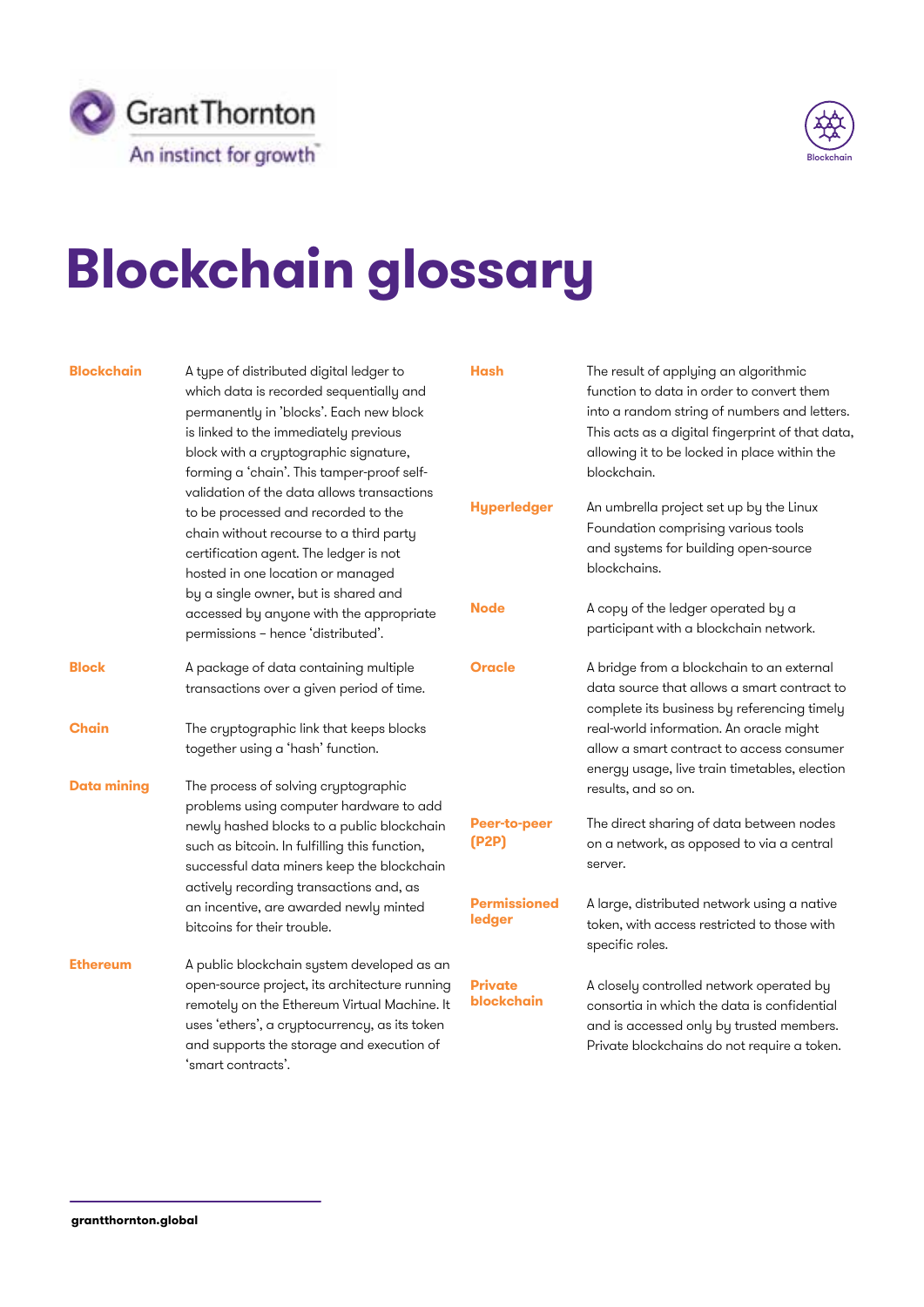# Blockchain glossary

**Blockchain**
A type of distributed digital ledger to which data is recorded sequentially and permanently in 'blocks'. Each new block is linked to the immediately previous block with a cryptographic signature, forming a 'chain'. This tamper-proof self-validation of the data allows transactions to be processed and recorded to the chain without recourse to a third party certification agent. The ledger is not hosted in one location or managed by a single owner, but is shared and accessed by anyone with the appropriate permissions – hence 'distributed'.

**Block**
A package of data containing multiple transactions over a given period of time.

**Chain**
The cryptographic link that keeps blocks together using a 'hash' function.

**Data mining**
The process of solving cryptographic problems using computer hardware to add newly hashed blocks to a public blockchain such as bitcoin. In fulfilling this function, successful data miners keep the blockchain actively recording transactions and, as an incentive, are awarded newly minted bitcoins for their trouble.

**Ethereum**
A public blockchain system developed as an open-source project, its architecture running remotely on the Ethereum Virtual Machine. It uses 'ethers', a cryptocurrency, as its token and supports the storage and execution of 'smart contracts'.

**Hash**
The result of applying an algorithmic function to data in order to convert them into a random string of numbers and letters. This acts as a digital fingerprint of that data, allowing it to be locked in place within the blockchain.

**Hyperledger**
An umbrella project set up by the Linux Foundation comprising various tools and systems for building open-source blockchains.

**Node**
A copy of the ledger operated by a participant with a blockchain network.

**Oracle**
A bridge from a blockchain to an external data source that allows a smart contract to complete its business by referencing timely real-world information. An oracle might allow a smart contract to access consumer energy usage, live train timetables, election results, and so on.

**Peer-to-peer (P2P)**
The direct sharing of data between nodes on a network, as opposed to via a central server.

**Permissioned ledger**
A large, distributed network using a native token, with access restricted to those with specific roles.

**Private blockchain**
A closely controlled network operated by consortia in which the data is confidential and is accessed only by trusted members. Private blockchains do not require a token.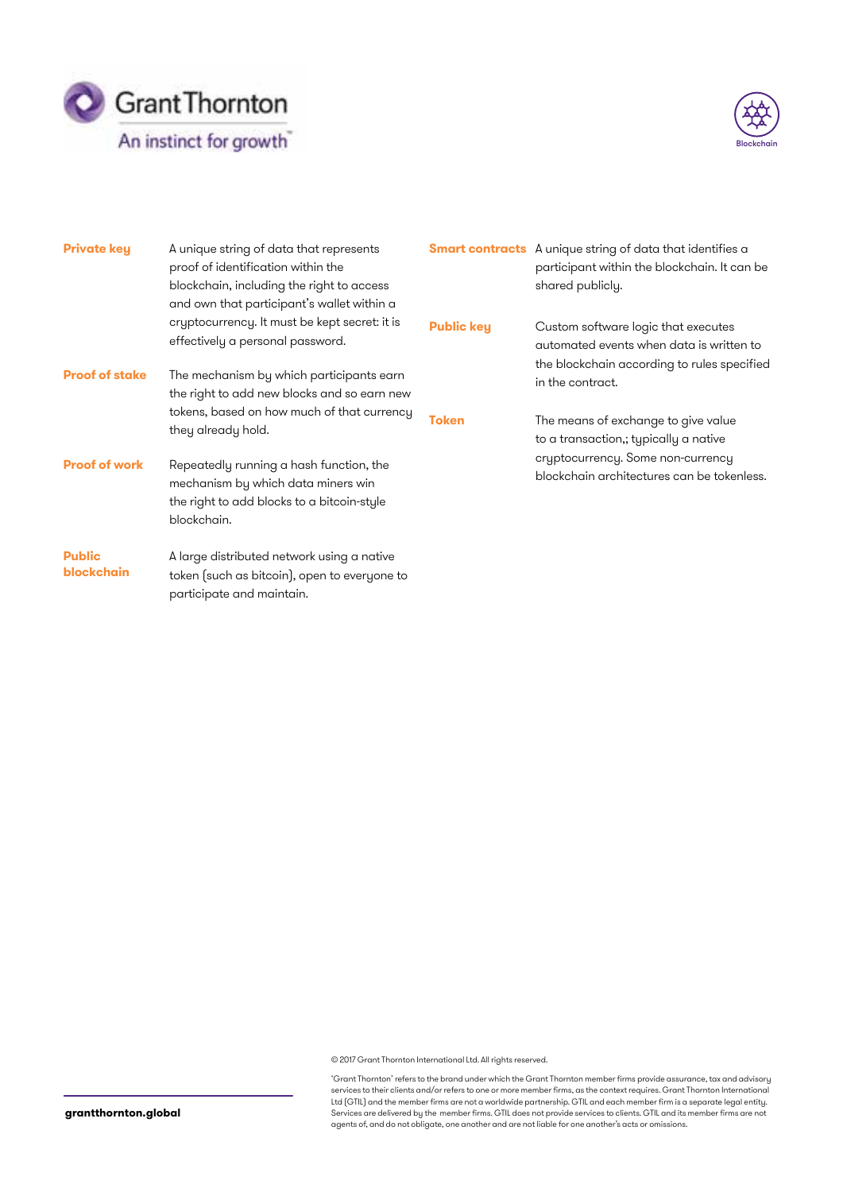**Private key** A unique string of data that represents proof of identification within the blockchain, including the right to access and own that participant's wallet within a cryptocurrency. It must be kept secret: it is effectively a personal password.

**Proof of stake** The mechanism by which participants earn the right to add new blocks and so earn new tokens, based on how much of that currency they already hold.

**Proof of work** Repeatedly running a hash function, the mechanism by which data miners win the right to add blocks to a bitcoin-style blockchain.

**Public blockchain** A large distributed network using a native token (such as bitcoin), open to everyone to participate and maintain.

**Smart contracts** A unique string of data that identifies a participant within the blockchain. It can be shared publicly.

**Public key** Custom software logic that executes automated events when data is written to the blockchain according to rules specified in the contract.

**Token** The means of exchange to give value to a transaction,; typically a native cryptocurrency. Some non-currency blockchain architectures can be tokenless.

© 2017 Grant Thornton International Ltd. All rights reserved.

'Grant Thornton' refers to the brand under which the Grant Thornton member firms provide assurance, tax and advisory services to their clients and/or refers to one or more member firms, as the context requires. Grant Thornton International Ltd (GTIL) and the member firms are not a worldwide partnership. GTIL and each member firm is a separate legal entity. Services are delivered by the member firms. GTIL does not provide services to clients. GTIL and its member firms are not agents of, and do not obligate, one another and are not liable for one another's acts or omissions.

**grantthornton.global**